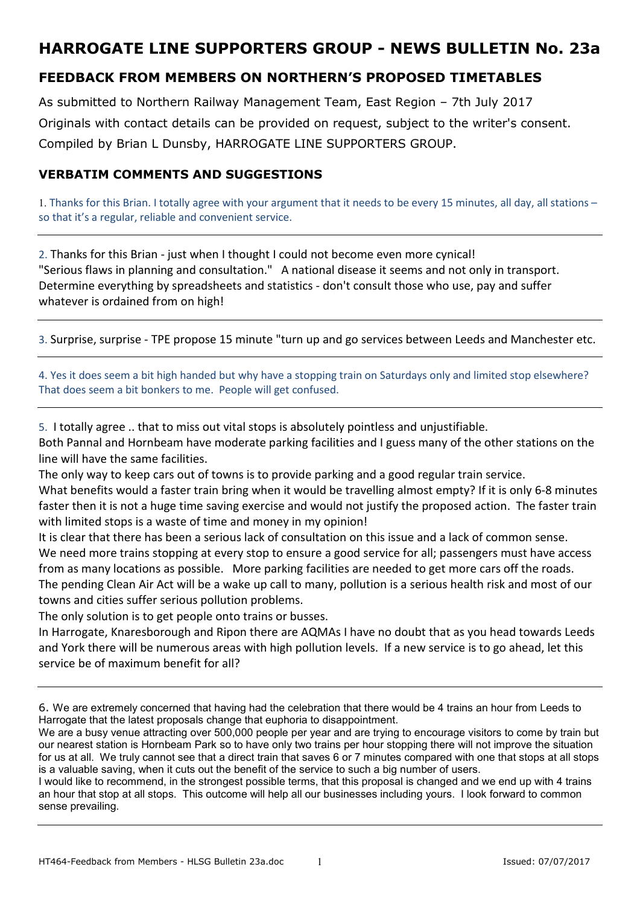# HARROGATE LINE SUPPORTERS GROUP - NEWS BULLETIN No. 23a

## FEEDBACK FROM MEMBERS ON NORTHERN'S PROPOSED TIMETABLES

As submitted to Northern Railway Management Team, East Region – 7th July 2017

Originals with contact details can be provided on request, subject to the writer's consent.

Compiled by Brian L Dunsby, HARROGATE LINE SUPPORTERS GROUP.

### VERBATIM COMMENTS AND SUGGESTIONS

1. Thanks for this Brian. I totally agree with your argument that it needs to be every 15 minutes, all day, all stations – so that it's a regular, reliable and convenient service.

---

2. Thanks for this Brian - just when I thought I could not become even more cynical!
"Serious flaws in planning and consultation." A national disease it seems and not only in transport. Determine everything by spreadsheets and statistics - don't consult those who use, pay and suffer whatever is ordained from on high!

---

3. Surprise, surprise - TPE propose 15 minute "turn up and go services between Leeds and Manchester etc.

---

4. Yes it does seem a bit high handed but why have a stopping train on Saturdays only and limited stop elsewhere? That does seem a bit bonkers to me. People will get confused.

---

5. I totally agree .. that to miss out vital stops is absolutely pointless and unjustifiable.
Both Pannal and Hornbeam have moderate parking facilities and I guess many of the other stations on the line will have the same facilities.
The only way to keep cars out of towns is to provide parking and a good regular train service.
What benefits would a faster train bring when it would be travelling almost empty? If it is only 6-8 minutes faster then it is not a huge time saving exercise and would not justify the proposed action. The faster train with limited stops is a waste of time and money in my opinion!
It is clear that there has been a serious lack of consultation on this issue and a lack of common sense.
We need more trains stopping at every stop to ensure a good service for all; passengers must have access from as many locations as possible. More parking facilities are needed to get more cars off the roads.
The pending Clean Air Act will be a wake up call to many, pollution is a serious health risk and most of our towns and cities suffer serious pollution problems.
The only solution is to get people onto trains or busses.
In Harrogate, Knaresborough and Ripon there are AQMAs I have no doubt that as you head towards Leeds and York there will be numerous areas with high pollution levels. If a new service is to go ahead, let this service be of maximum benefit for all?

---

6. We are extremely concerned that having had the celebration that there would be 4 trains an hour from Leeds to Harrogate that the latest proposals change that euphoria to disappointment.
We are a busy venue attracting over 500,000 people per year and are trying to encourage visitors to come by train but our nearest station is Hornbeam Park so to have only two trains per hour stopping there will not improve the situation for us at all. We truly cannot see that a direct train that saves 6 or 7 minutes compared with one that stops at all stops is a valuable saving, when it cuts out the benefit of the service to such a big number of users.
I would like to recommend, in the strongest possible terms, that this proposal is changed and we end up with 4 trains an hour that stop at all stops. This outcome will help all our businesses including yours. I look forward to common sense prevailing.

---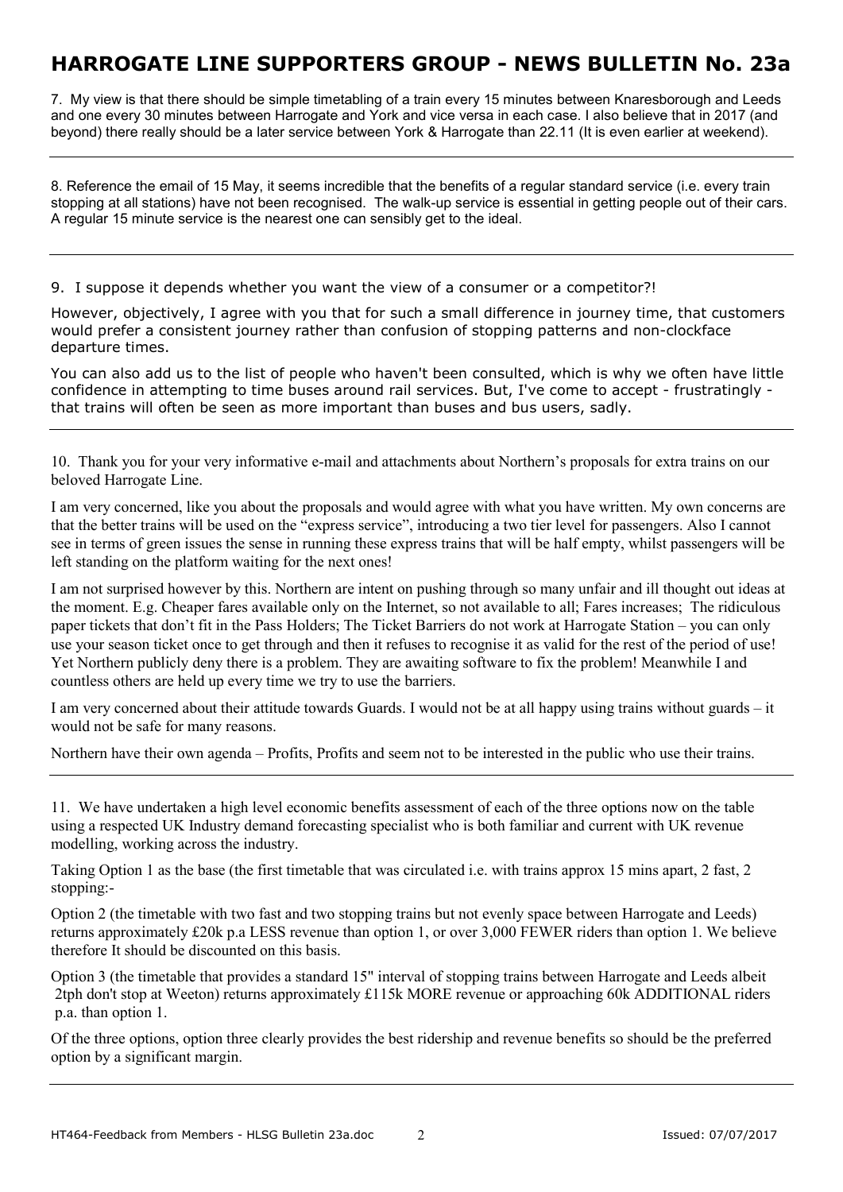# HARROGATE LINE SUPPORTERS GROUP - NEWS BULLETIN No. 23a

7. My view is that there should be simple timetabling of a train every 15 minutes between Knaresborough and Leeds and one every 30 minutes between Harrogate and York and vice versa in each case. I also believe that in 2017 (and beyond) there really should be a later service between York & Harrogate than 22.11 (It is even earlier at weekend).

---

8. Reference the email of 15 May, it seems incredible that the benefits of a regular standard service (i.e. every train stopping at all stations) have not been recognised. The walk-up service is essential in getting people out of their cars. A regular 15 minute service is the nearest one can sensibly get to the ideal.

---

9. I suppose it depends whether you want the view of a consumer or a competitor?!

However, objectively, I agree with you that for such a small difference in journey time, that customers would prefer a consistent journey rather than confusion of stopping patterns and non-clockface departure times.

You can also add us to the list of people who haven't been consulted, which is why we often have little confidence in attempting to time buses around rail services. But, I've come to accept - frustratingly - that trains will often be seen as more important than buses and bus users, sadly.

---

10. Thank you for your very informative e-mail and attachments about Northern's proposals for extra trains on our beloved Harrogate Line.

I am very concerned, like you about the proposals and would agree with what you have written. My own concerns are that the better trains will be used on the "express service", introducing a two tier level for passengers. Also I cannot see in terms of green issues the sense in running these express trains that will be half empty, whilst passengers will be left standing on the platform waiting for the next ones!

I am not surprised however by this. Northern are intent on pushing through so many unfair and ill thought out ideas at the moment. E.g. Cheaper fares available only on the Internet, so not available to all; Fares increases; The ridiculous paper tickets that don't fit in the Pass Holders; The Ticket Barriers do not work at Harrogate Station – you can only use your season ticket once to get through and then it refuses to recognise it as valid for the rest of the period of use! Yet Northern publicly deny there is a problem. They are awaiting software to fix the problem! Meanwhile I and countless others are held up every time we try to use the barriers.

I am very concerned about their attitude towards Guards. I would not be at all happy using trains without guards – it would not be safe for many reasons.

Northern have their own agenda – Profits, Profits and seem not to be interested in the public who use their trains.

---

11. We have undertaken a high level economic benefits assessment of each of the three options now on the table using a respected UK Industry demand forecasting specialist who is both familiar and current with UK revenue modelling, working across the industry.

Taking Option 1 as the base (the first timetable that was circulated i.e. with trains approx 15 mins apart, 2 fast, 2 stopping:-

Option 2 (the timetable with two fast and two stopping trains but not evenly space between Harrogate and Leeds) returns approximately £20k p.a LESS revenue than option 1, or over 3,000 FEWER riders than option 1. We believe therefore It should be discounted on this basis.

Option 3 (the timetable that provides a standard 15" interval of stopping trains between Harrogate and Leeds albeit 2tph don't stop at Weeton) returns approximately £115k MORE revenue or approaching 60k ADDITIONAL riders p.a. than option 1.

Of the three options, option three clearly provides the best ridership and revenue benefits so should be the preferred option by a significant margin.

---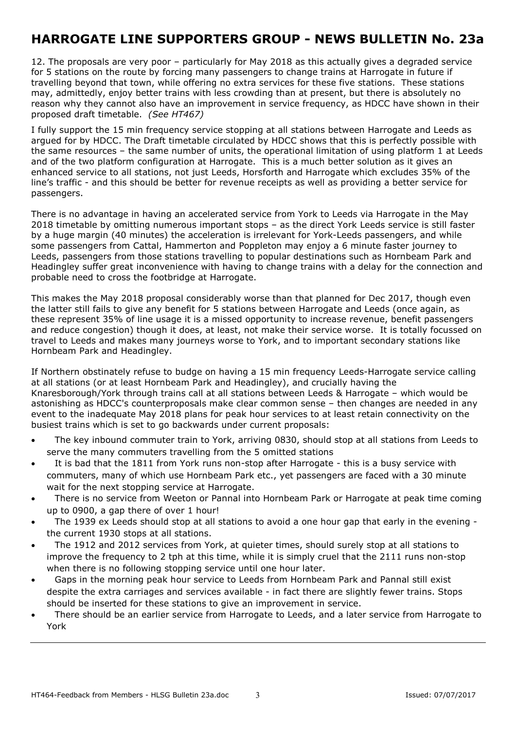# HARROGATE LINE SUPPORTERS GROUP - NEWS BULLETIN No. 23a

12. The proposals are very poor – particularly for May 2018 as this actually gives a degraded service for 5 stations on the route by forcing many passengers to change trains at Harrogate in future if travelling beyond that town, while offering no extra services for these five stations. These stations may, admittedly, enjoy better trains with less crowding than at present, but there is absolutely no reason why they cannot also have an improvement in service frequency, as HDCC have shown in their proposed draft timetable. *(See HT467)*

I fully support the 15 min frequency service stopping at all stations between Harrogate and Leeds as argued for by HDCC. The Draft timetable circulated by HDCC shows that this is perfectly possible with the same resources – the same number of units, the operational limitation of using platform 1 at Leeds and of the two platform configuration at Harrogate. This is a much better solution as it gives an enhanced service to all stations, not just Leeds, Horsforth and Harrogate which excludes 35% of the line's traffic - and this should be better for revenue receipts as well as providing a better service for passengers.

There is no advantage in having an accelerated service from York to Leeds via Harrogate in the May 2018 timetable by omitting numerous important stops – as the direct York Leeds service is still faster by a huge margin (40 minutes) the acceleration is irrelevant for York-Leeds passengers, and while some passengers from Cattal, Hammerton and Poppleton may enjoy a 6 minute faster journey to Leeds, passengers from those stations travelling to popular destinations such as Hornbeam Park and Headingley suffer great inconvenience with having to change trains with a delay for the connection and probable need to cross the footbridge at Harrogate.

This makes the May 2018 proposal considerably worse than that planned for Dec 2017, though even the latter still fails to give any benefit for 5 stations between Harrogate and Leeds (once again, as these represent 35% of line usage it is a missed opportunity to increase revenue, benefit passengers and reduce congestion) though it does, at least, not make their service worse. It is totally focussed on travel to Leeds and makes many journeys worse to York, and to important secondary stations like Hornbeam Park and Headingley.

If Northern obstinately refuse to budge on having a 15 min frequency Leeds-Harrogate service calling at all stations (or at least Hornbeam Park and Headingley), and crucially having the Knaresborough/York through trains call at all stations between Leeds & Harrogate – which would be astonishing as HDCC's counterproposals make clear common sense – then changes are needed in any event to the inadequate May 2018 plans for peak hour services to at least retain connectivity on the busiest trains which is set to go backwards under current proposals:

- The key inbound commuter train to York, arriving 0830, should stop at all stations from Leeds to serve the many commuters travelling from the 5 omitted stations
- It is bad that the 1811 from York runs non-stop after Harrogate - this is a busy service with commuters, many of which use Hornbeam Park etc., yet passengers are faced with a 30 minute wait for the next stopping service at Harrogate.
- There is no service from Weeton or Pannal into Hornbeam Park or Harrogate at peak time coming up to 0900, a gap there of over 1 hour!
- The 1939 ex Leeds should stop at all stations to avoid a one hour gap that early in the evening - the current 1930 stops at all stations.
- The 1912 and 2012 services from York, at quieter times, should surely stop at all stations to improve the frequency to 2 tph at this time, while it is simply cruel that the 2111 runs non-stop when there is no following stopping service until one hour later.
- Gaps in the morning peak hour service to Leeds from Hornbeam Park and Pannal still exist despite the extra carriages and services available - in fact there are slightly fewer trains. Stops should be inserted for these stations to give an improvement in service.
- There should be an earlier service from Harrogate to Leeds, and a later service from Harrogate to York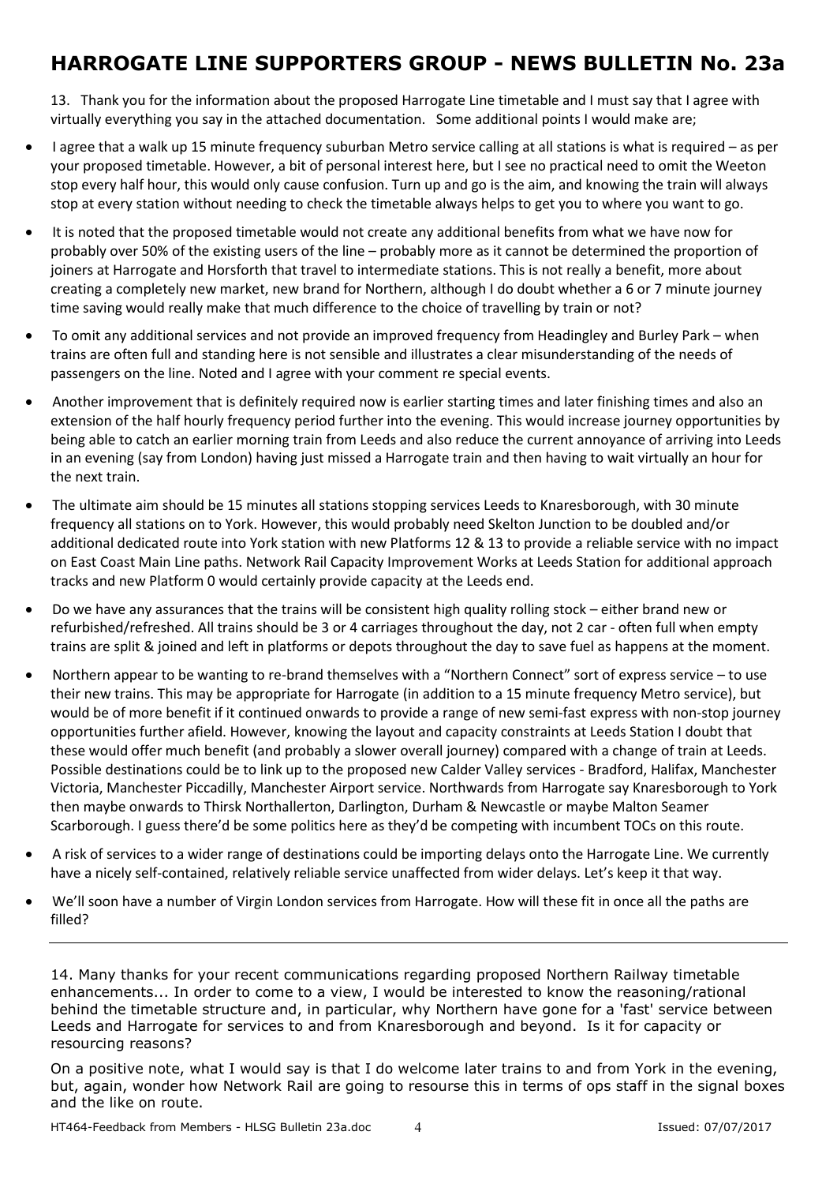# HARROGATE LINE SUPPORTERS GROUP - NEWS BULLETIN No. 23a

13. Thank you for the information about the proposed Harrogate Line timetable and I must say that I agree with virtually everything you say in the attached documentation. Some additional points I would make are;

- I agree that a walk up 15 minute frequency suburban Metro service calling at all stations is what is required – as per your proposed timetable. However, a bit of personal interest here, but I see no practical need to omit the Weeton stop every half hour, this would only cause confusion. Turn up and go is the aim, and knowing the train will always stop at every station without needing to check the timetable always helps to get you to where you want to go.
- It is noted that the proposed timetable would not create any additional benefits from what we have now for probably over 50% of the existing users of the line – probably more as it cannot be determined the proportion of joiners at Harrogate and Horsforth that travel to intermediate stations. This is not really a benefit, more about creating a completely new market, new brand for Northern, although I do doubt whether a 6 or 7 minute journey time saving would really make that much difference to the choice of travelling by train or not?
- To omit any additional services and not provide an improved frequency from Headingley and Burley Park – when trains are often full and standing here is not sensible and illustrates a clear misunderstanding of the needs of passengers on the line. Noted and I agree with your comment re special events.
- Another improvement that is definitely required now is earlier starting times and later finishing times and also an extension of the half hourly frequency period further into the evening. This would increase journey opportunities by being able to catch an earlier morning train from Leeds and also reduce the current annoyance of arriving into Leeds in an evening (say from London) having just missed a Harrogate train and then having to wait virtually an hour for the next train.
- The ultimate aim should be 15 minutes all stations stopping services Leeds to Knaresborough, with 30 minute frequency all stations on to York. However, this would probably need Skelton Junction to be doubled and/or additional dedicated route into York station with new Platforms 12 & 13 to provide a reliable service with no impact on East Coast Main Line paths. Network Rail Capacity Improvement Works at Leeds Station for additional approach tracks and new Platform 0 would certainly provide capacity at the Leeds end.
- Do we have any assurances that the trains will be consistent high quality rolling stock – either brand new or refurbished/refreshed. All trains should be 3 or 4 carriages throughout the day, not 2 car - often full when empty trains are split & joined and left in platforms or depots throughout the day to save fuel as happens at the moment.
- Northern appear to be wanting to re-brand themselves with a "Northern Connect" sort of express service – to use their new trains. This may be appropriate for Harrogate (in addition to a 15 minute frequency Metro service), but would be of more benefit if it continued onwards to provide a range of new semi-fast express with non-stop journey opportunities further afield. However, knowing the layout and capacity constraints at Leeds Station I doubt that these would offer much benefit (and probably a slower overall journey) compared with a change of train at Leeds. Possible destinations could be to link up to the proposed new Calder Valley services - Bradford, Halifax, Manchester Victoria, Manchester Piccadilly, Manchester Airport service. Northwards from Harrogate say Knaresborough to York then maybe onwards to Thirsk Northallerton, Darlington, Durham & Newcastle or maybe Malton Seamer Scarborough. I guess there'd be some politics here as they'd be competing with incumbent TOCs on this route.
- A risk of services to a wider range of destinations could be importing delays onto the Harrogate Line. We currently have a nicely self-contained, relatively reliable service unaffected from wider delays. Let's keep it that way.
- We'll soon have a number of Virgin London services from Harrogate. How will these fit in once all the paths are filled?

---

14. Many thanks for your recent communications regarding proposed Northern Railway timetable enhancements... In order to come to a view, I would be interested to know the reasoning/rational behind the timetable structure and, in particular, why Northern have gone for a 'fast' service between Leeds and Harrogate for services to and from Knaresborough and beyond. Is it for capacity or resourcing reasons?

On a positive note, what I would say is that I do welcome later trains to and from York in the evening, but, again, wonder how Network Rail are going to resourse this in terms of ops staff in the signal boxes and the like on route.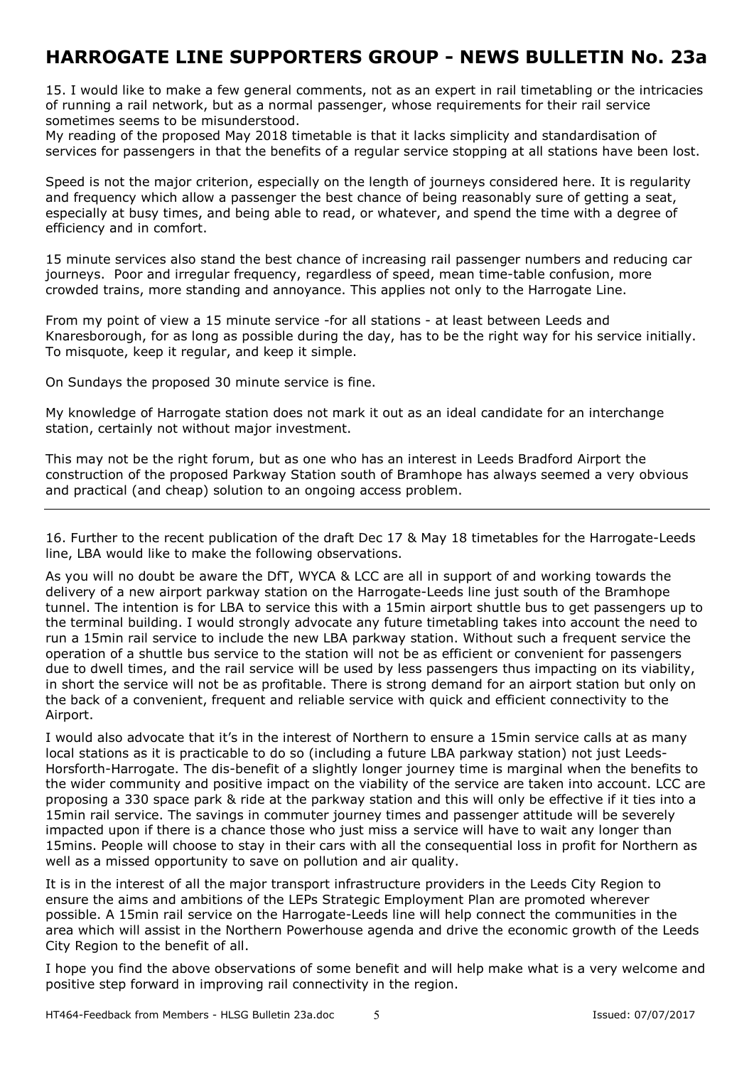# HARROGATE LINE SUPPORTERS GROUP - NEWS BULLETIN No. 23a

15. I would like to make a few general comments, not as an expert in rail timetabling or the intricacies of running a rail network, but as a normal passenger, whose requirements for their rail service sometimes seems to be misunderstood.
My reading of the proposed May 2018 timetable is that it lacks simplicity and standardisation of services for passengers in that the benefits of a regular service stopping at all stations have been lost.

Speed is not the major criterion, especially on the length of journeys considered here. It is regularity and frequency which allow a passenger the best chance of being reasonably sure of getting a seat, especially at busy times, and being able to read, or whatever, and spend the time with a degree of efficiency and in comfort.

15 minute services also stand the best chance of increasing rail passenger numbers and reducing car journeys. Poor and irregular frequency, regardless of speed, mean time-table confusion, more crowded trains, more standing and annoyance. This applies not only to the Harrogate Line.

From my point of view a 15 minute service -for all stations - at least between Leeds and Knaresborough, for as long as possible during the day, has to be the right way for his service initially. To misquote, keep it regular, and keep it simple.

On Sundays the proposed 30 minute service is fine.

My knowledge of Harrogate station does not mark it out as an ideal candidate for an interchange station, certainly not without major investment.

This may not be the right forum, but as one who has an interest in Leeds Bradford Airport the construction of the proposed Parkway Station south of Bramhope has always seemed a very obvious and practical (and cheap) solution to an ongoing access problem.

---

16. Further to the recent publication of the draft Dec 17 & May 18 timetables for the Harrogate-Leeds line, LBA would like to make the following observations.

As you will no doubt be aware the DfT, WYCA & LCC are all in support of and working towards the delivery of a new airport parkway station on the Harrogate-Leeds line just south of the Bramhope tunnel. The intention is for LBA to service this with a 15min airport shuttle bus to get passengers up to the terminal building. I would strongly advocate any future timetabling takes into account the need to run a 15min rail service to include the new LBA parkway station. Without such a frequent service the operation of a shuttle bus service to the station will not be as efficient or convenient for passengers due to dwell times, and the rail service will be used by less passengers thus impacting on its viability, in short the service will not be as profitable. There is strong demand for an airport station but only on the back of a convenient, frequent and reliable service with quick and efficient connectivity to the Airport.

I would also advocate that it's in the interest of Northern to ensure a 15min service calls at as many local stations as it is practicable to do so (including a future LBA parkway station) not just Leeds-Horsforth-Harrogate. The dis-benefit of a slightly longer journey time is marginal when the benefits to the wider community and positive impact on the viability of the service are taken into account. LCC are proposing a 330 space park & ride at the parkway station and this will only be effective if it ties into a 15min rail service. The savings in commuter journey times and passenger attitude will be severely impacted upon if there is a chance those who just miss a service will have to wait any longer than 15mins. People will choose to stay in their cars with all the consequential loss in profit for Northern as well as a missed opportunity to save on pollution and air quality.

It is in the interest of all the major transport infrastructure providers in the Leeds City Region to ensure the aims and ambitions of the LEPs Strategic Employment Plan are promoted wherever possible. A 15min rail service on the Harrogate-Leeds line will help connect the communities in the area which will assist in the Northern Powerhouse agenda and drive the economic growth of the Leeds City Region to the benefit of all.

I hope you find the above observations of some benefit and will help make what is a very welcome and positive step forward in improving rail connectivity in the region.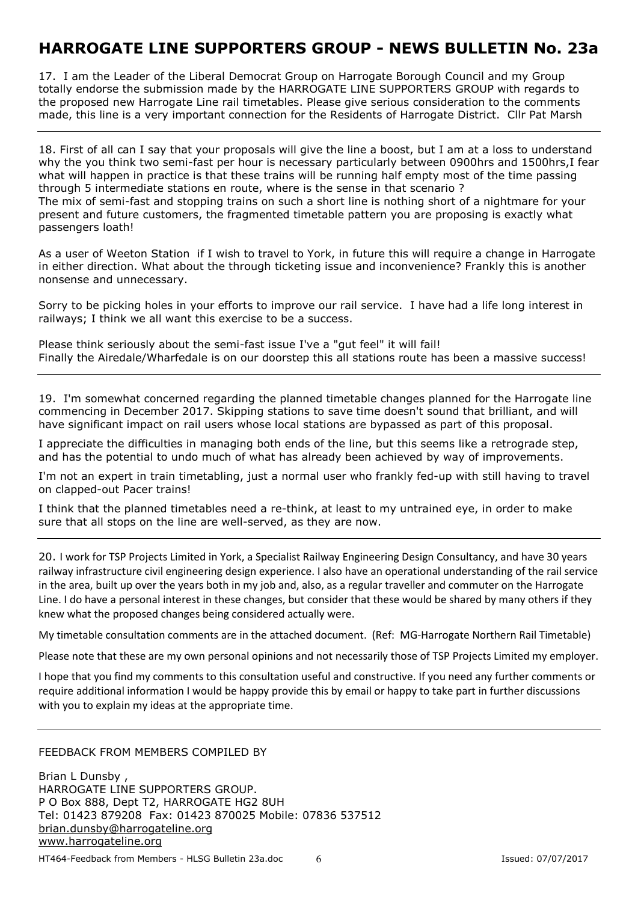# HARROGATE LINE SUPPORTERS GROUP - NEWS BULLETIN No. 23a

17. I am the Leader of the Liberal Democrat Group on Harrogate Borough Council and my Group totally endorse the submission made by the HARROGATE LINE SUPPORTERS GROUP with regards to the proposed new Harrogate Line rail timetables. Please give serious consideration to the comments made, this line is a very important connection for the Residents of Harrogate District. Cllr Pat Marsh

---

18. First of all can I say that your proposals will give the line a boost, but I am at a loss to understand why the you think two semi-fast per hour is necessary particularly between 0900hrs and 1500hrs,I fear what will happen in practice is that these trains will be running half empty most of the time passing through 5 intermediate stations en route, where is the sense in that scenario ?
The mix of semi-fast and stopping trains on such a short line is nothing short of a nightmare for your present and future customers, the fragmented timetable pattern you are proposing is exactly what passengers loath!

As a user of Weeton Station if I wish to travel to York, in future this will require a change in Harrogate in either direction. What about the through ticketing issue and inconvenience? Frankly this is another nonsense and unnecessary.

Sorry to be picking holes in your efforts to improve our rail service. I have had a life long interest in railways; I think we all want this exercise to be a success.

Please think seriously about the semi-fast issue I've a "gut feel" it will fail!
Finally the Airedale/Wharfedale is on our doorstep this all stations route has been a massive success!

---

19. I'm somewhat concerned regarding the planned timetable changes planned for the Harrogate line commencing in December 2017. Skipping stations to save time doesn't sound that brilliant, and will have significant impact on rail users whose local stations are bypassed as part of this proposal.

I appreciate the difficulties in managing both ends of the line, but this seems like a retrograde step, and has the potential to undo much of what has already been achieved by way of improvements.

I'm not an expert in train timetabling, just a normal user who frankly fed-up with still having to travel on clapped-out Pacer trains!

I think that the planned timetables need a re-think, at least to my untrained eye, in order to make sure that all stops on the line are well-served, as they are now.

---

20. I work for TSP Projects Limited in York, a Specialist Railway Engineering Design Consultancy, and have 30 years railway infrastructure civil engineering design experience. I also have an operational understanding of the rail service in the area, built up over the years both in my job and, also, as a regular traveller and commuter on the Harrogate Line. I do have a personal interest in these changes, but consider that these would be shared by many others if they knew what the proposed changes being considered actually were.

My timetable consultation comments are in the attached document. (Ref: MG-Harrogate Northern Rail Timetable)

Please note that these are my own personal opinions and not necessarily those of TSP Projects Limited my employer.

I hope that you find my comments to this consultation useful and constructive. If you need any further comments or require additional information I would be happy provide this by email or happy to take part in further discussions with you to explain my ideas at the appropriate time.

---

FEEDBACK FROM MEMBERS COMPILED BY

Brian L Dunsby ,
HARROGATE LINE SUPPORTERS GROUP.
P O Box 888, Dept T2, HARROGATE HG2 8UH
Tel: 01423 879208 Fax: 01423 870025 Mobile: 07836 537512
brian.dunsby@harrogateline.org
www.harrogateline.org